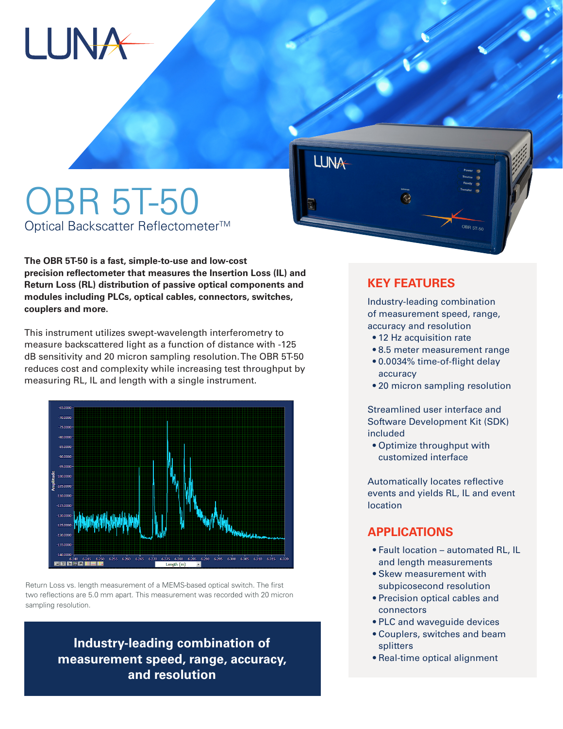# OBR 5T-50

Optical Backscatter Reflectometer™

**The OBR 5T-50 is a fast, simple-to-use and low-cost precision reflectometer that measures the Insertion Loss (IL) and Return Loss (RL) distribution of passive optical components and modules including PLCs, optical cables, connectors, switches, couplers and more.**

This instrument utilizes swept-wavelength interferometry to measure backscattered light as a function of distance with -125 dB sensitivity and 20 micron sampling resolution. The OBR 5T-50 reduces cost and complexity while increasing test throughput by measuring RL, IL and length with a single instrument.

Return Loss vs. length measurement of a MEMS-based optical switch. The first two reflections are 5.0 mm apart. This measurement was recorded with 20 micron sampling resolution.

**Industry-leading combination of measurement speed, range, accuracy, and resolution**

## KEY FEATURES

Industry-leading combination of measurement speed, range, accuracy and resolution

- 12 Hz acquisition rate
- 8.5 meter measurement range
- 0.0034% time-of-flight delay accuracy
- 20 micron sampling resolution

Streamlined user interface and Software Development Kit (SDK) included

- Optimize throughput with customized interface

Automatically locates reflective events and yields RL, IL and event location

## APPLICATIONS

- Fault location – automated RL, IL and length measurements
- Skew measurement with subpicosecond resolution
- Precision optical cables and connectors
- PLC and waveguide devices
- Couplers, switches and beam splitters
- Real-time optical alignment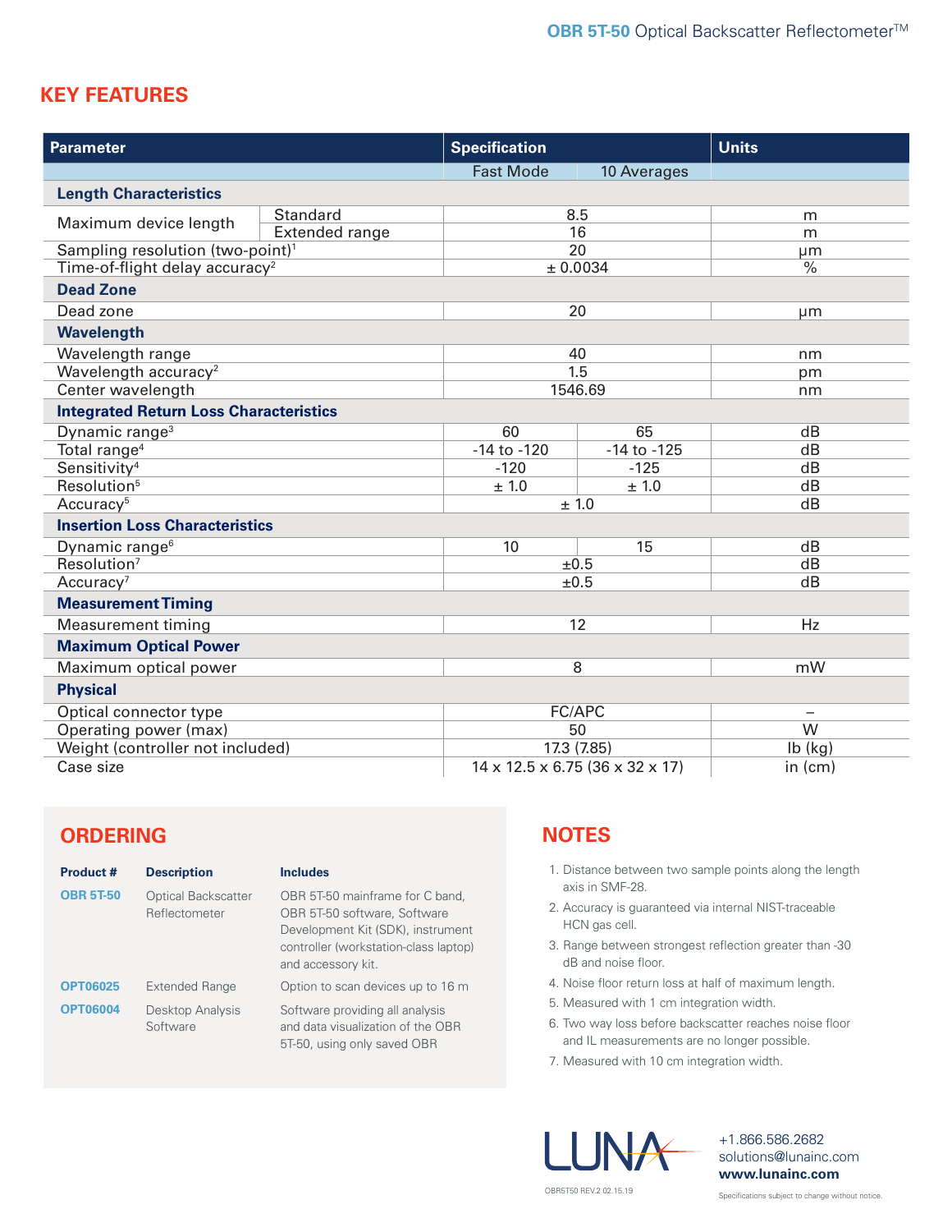## KEY FEATURES

| Parameter | | Specification | | Units |
|---|---|---|---|---|
| | | Fast Mode | 10 Averages | |
| **Length Characteristics** | | | | |
| Maximum device length | Standard | 8.5 | | m |
| | Extended range | 16 | | m |
| Sampling resolution (two-point)[1] | | 20 | | μm |
| Time-of-flight delay accuracy[2] | | ± 0.0034 | | % |
| **Dead Zone** | | | | |
| Dead zone | | 20 | | μm |
| **Wavelength** | | | | |
| Wavelength range | | 40 | | nm |
| Wavelength accuracy[2] | | 1.5 | | pm |
| Center wavelength | | 1546.69 | | nm |
| **Integrated Return Loss Characteristics** | | | | |
| Dynamic range[3] | | 60 | 65 | dB |
| Total range[4] | | -14 to -120 | -14 to -125 | dB |
| Sensitivity[4] | | -120 | -125 | dB |
| Resolution[5] | | ± 1.0 | ± 1.0 | dB |
| Accuracy[5] | | ± 1.0 | | dB |
| **Insertion Loss Characteristics** | | | | |
| Dynamic range[6] | | 10 | 15 | dB |
| Resolution[7] | | ±0.5 | | dB |
| Accuracy[7] | | ±0.5 | | dB |
| **Measurement Timing** | | | | |
| Measurement timing | | 12 | | Hz |
| **Maximum Optical Power** | | | | |
| Maximum optical power | | 8 | | mW |
| **Physical** | | | | |
| Optical connector type | | FC/APC | | – |
| Operating power (max) | | 50 | | W |
| Weight (controller not included) | | 17.3 (7.85) | | lb (kg) |
| Case size | | 14 x 12.5 x 6.75 (36 x 32 x 17) | | in (cm) |

## ORDERING

| Product # | Description | Includes |
|---|---|---|
| **OBR 5T-50** | Optical Backscatter Reflectometer | OBR 5T-50 mainframe for C band, OBR 5T-50 software, Software Development Kit (SDK), instrument controller (workstation-class laptop) and accessory kit. |
| **OPT06025** | Extended Range | Option to scan devices up to 16 m |
| **OPT06004** | Desktop Analysis Software | Software providing all analysis and data visualization of the OBR 5T-50, using only saved OBR |

## NOTES

1. Distance between two sample points along the length axis in SMF-28.
2. Accuracy is guaranteed via internal NIST-traceable HCN gas cell.
3. Range between strongest reflection greater than -30 dB and noise floor.
4. Noise floor return loss at half of maximum length.
5. Measured with 1 cm integration width.
6. Two way loss before backscatter reaches noise floor and IL measurements are no longer possible.
7. Measured with 10 cm integration width.

LUNA

+1.866.586.2682
solutions@lunainc.com
**www.lunainc.com**

OBR5T50 REV.2 02.15.19

Specifications subject to change without notice.